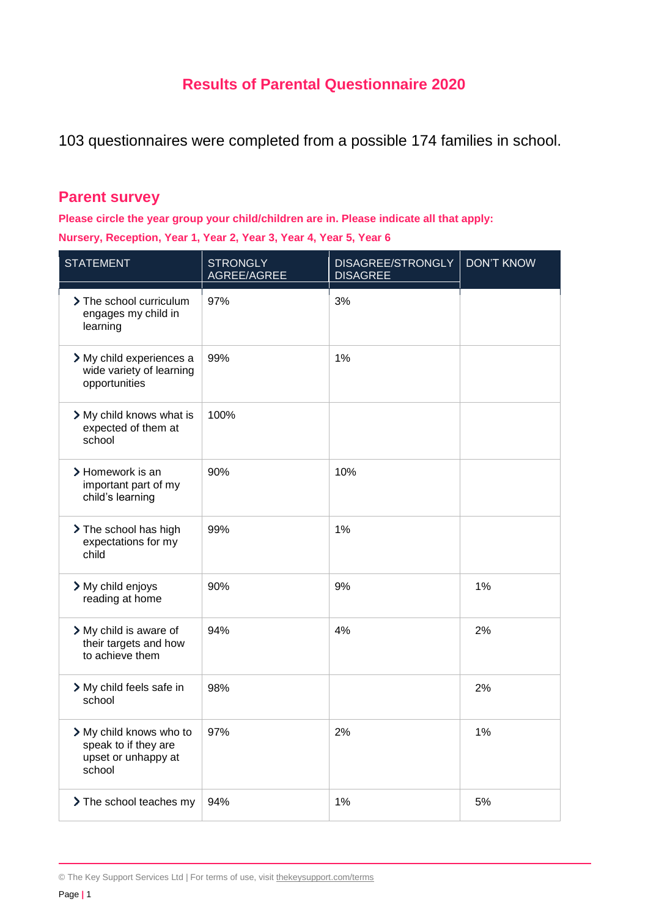# Results of Parental Questionnaire 2020

103 questionnaires were completed from a possible 174 families in school.

## Parent survey

**Please circle the year group your child/children are in. Please indicate all that apply:**

**Nursery, Reception, Year 1, Year 2, Year 3, Year 4, Year 5, Year 6**

| STATEMENT | STRONGLY AGREE/AGREE | DISAGREE/STRONGLY DISAGREE | DON'T KNOW |
| --- | --- | --- | --- |
| The school curriculum engages my child in learning | 97% | 3% | |
| My child experiences a wide variety of learning opportunities | 99% | 1% | |
| My child knows what is expected of them at school | 100% | | |
| Homework is an important part of my child's learning | 90% | 10% | |
| The school has high expectations for my child | 99% | 1% | |
| My child enjoys reading at home | 90% | 9% | 1% |
| My child is aware of their targets and how to achieve them | 94% | 4% | 2% |
| My child feels safe in school | 98% | | 2% |
| My child knows who to speak to if they are upset or unhappy at school | 97% | 2% | 1% |
| The school teaches my | 94% | 1% | 5% |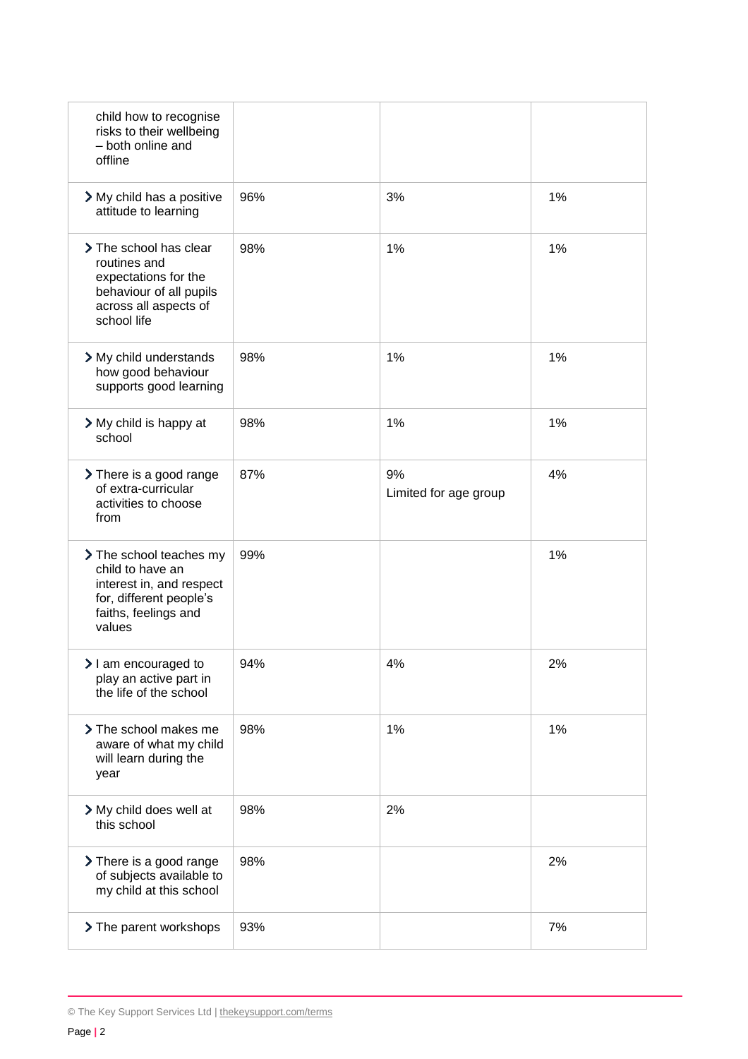| | | | |
|---|---|---|---|
| child how to recognise risks to their wellbeing – both online and offline | | | |
| My child has a positive attitude to learning | 96% | 3% | 1% |
| The school has clear routines and expectations for the behaviour of all pupils across all aspects of school life | 98% | 1% | 1% |
| My child understands how good behaviour supports good learning | 98% | 1% | 1% |
| My child is happy at school | 98% | 1% | 1% |
| There is a good range of extra-curricular activities to choose from | 87% | 9% Limited for age group | 4% |
| The school teaches my child to have an interest in, and respect for, different people's faiths, feelings and values | 99% | | 1% |
| I am encouraged to play an active part in the life of the school | 94% | 4% | 2% |
| The school makes me aware of what my child will learn during the year | 98% | 1% | 1% |
| My child does well at this school | 98% | 2% | |
| There is a good range of subjects available to my child at this school | 98% | | 2% |
| The parent workshops | 93% | | 7% |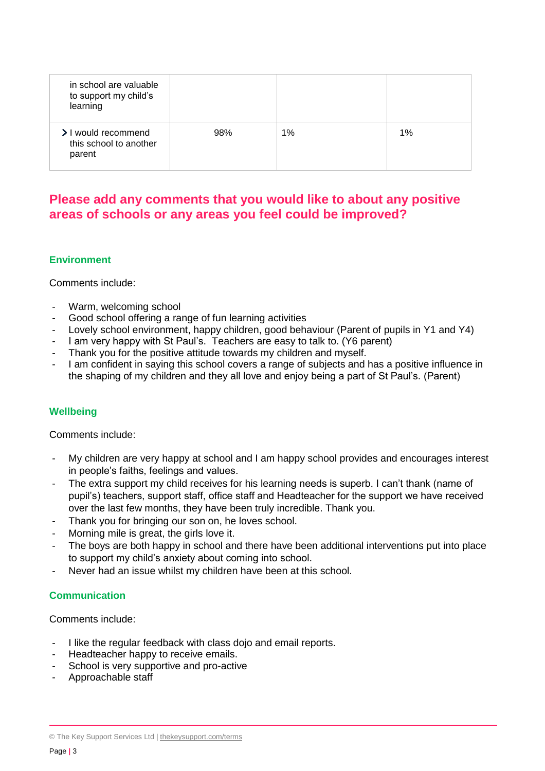| in school are valuable to support my child's learning | | | |
| --- | --- | --- | --- |
| I would recommend this school to another parent | 98% | 1% | 1% |

## Please add any comments that you would like to about any positive areas of schools or any areas you feel could be improved?

### Environment

Comments include:

- Warm, welcoming school
- Good school offering a range of fun learning activities
- Lovely school environment, happy children, good behaviour (Parent of pupils in Y1 and Y4)
- I am very happy with St Paul's. Teachers are easy to talk to. (Y6 parent)
- Thank you for the positive attitude towards my children and myself.
- I am confident in saying this school covers a range of subjects and has a positive influence in the shaping of my children and they all love and enjoy being a part of St Paul's. (Parent)

### Wellbeing

Comments include:

- My children are very happy at school and I am happy school provides and encourages interest in people's faiths, feelings and values.
- The extra support my child receives for his learning needs is superb. I can't thank (name of pupil's) teachers, support staff, office staff and Headteacher for the support we have received over the last few months, they have been truly incredible. Thank you.
- Thank you for bringing our son on, he loves school.
- Morning mile is great, the girls love it.
- The boys are both happy in school and there have been additional interventions put into place to support my child's anxiety about coming into school.
- Never had an issue whilst my children have been at this school.

### Communication

Comments include:

- I like the regular feedback with class dojo and email reports.
- Headteacher happy to receive emails.
- School is very supportive and pro-active
- Approachable staff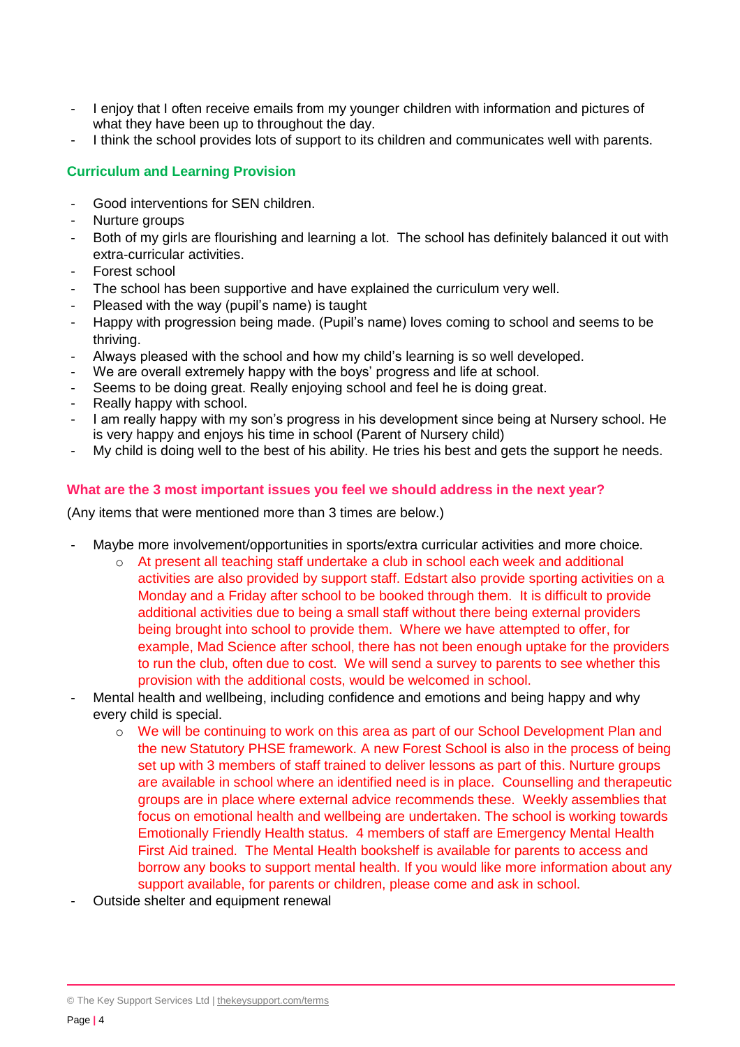- I enjoy that I often receive emails from my younger children with information and pictures of what they have been up to throughout the day.
- I think the school provides lots of support to its children and communicates well with parents.

### Curriculum and Learning Provision

- Good interventions for SEN children.
- Nurture groups
- Both of my girls are flourishing and learning a lot. The school has definitely balanced it out with extra-curricular activities.
- Forest school
- The school has been supportive and have explained the curriculum very well.
- Pleased with the way (pupil's name) is taught
- Happy with progression being made. (Pupil's name) loves coming to school and seems to be thriving.
- Always pleased with the school and how my child's learning is so well developed.
- We are overall extremely happy with the boys' progress and life at school.
- Seems to be doing great. Really enjoying school and feel he is doing great.
- Really happy with school.
- I am really happy with my son's progress in his development since being at Nursery school. He is very happy and enjoys his time in school (Parent of Nursery child)
- My child is doing well to the best of his ability. He tries his best and gets the support he needs.

### What are the 3 most important issues you feel we should address in the next year?

(Any items that were mentioned more than 3 times are below.)

- Maybe more involvement/opportunities in sports/extra curricular activities and more choice.
    - At present all teaching staff undertake a club in school each week and additional activities are also provided by support staff. Edstart also provide sporting activities on a Monday and a Friday after school to be booked through them. It is difficult to provide additional activities due to being a small staff without there being external providers being brought into school to provide them. Where we have attempted to offer, for example, Mad Science after school, there has not been enough uptake for the providers to run the club, often due to cost. We will send a survey to parents to see whether this provision with the additional costs, would be welcomed in school.
- Mental health and wellbeing, including confidence and emotions and being happy and why every child is special.
    - We will be continuing to work on this area as part of our School Development Plan and the new Statutory PHSE framework. A new Forest School is also in the process of being set up with 3 members of staff trained to deliver lessons as part of this. Nurture groups are available in school where an identified need is in place. Counselling and therapeutic groups are in place where external advice recommends these. Weekly assemblies that focus on emotional health and wellbeing are undertaken. The school is working towards Emotionally Friendly Health status. 4 members of staff are Emergency Mental Health First Aid trained. The Mental Health bookshelf is available for parents to access and borrow any books to support mental health. If you would like more information about any support available, for parents or children, please come and ask in school.
- Outside shelter and equipment renewal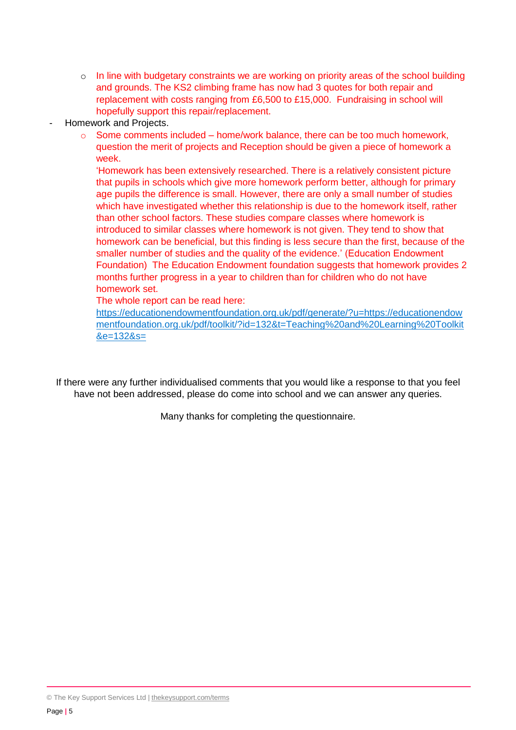- In line with budgetary constraints we are working on priority areas of the school building and grounds. The KS2 climbing frame has now had 3 quotes for both repair and replacement with costs ranging from £6,500 to £15,000. Fundraising in school will hopefully support this repair/replacement.
- Homework and Projects.
    - Some comments included – home/work balance, there can be too much homework, question the merit of projects and Reception should be given a piece of homework a week.
      'Homework has been extensively researched. There is a relatively consistent picture that pupils in schools which give more homework perform better, although for primary age pupils the difference is small. However, there are only a small number of studies which have investigated whether this relationship is due to the homework itself, rather than other school factors. These studies compare classes where homework is introduced to similar classes where homework is not given. They tend to show that homework can be beneficial, but this finding is less secure than the first, because of the smaller number of studies and the quality of the evidence.' (Education Endowment Foundation) The Education Endowment foundation suggests that homework provides 2 months further progress in a year to children than for children who do not have homework set.
      The whole report can be read here:
      https://educationendowmentfoundation.org.uk/pdf/generate/?u=https://educationendowmentfoundation.org.uk/pdf/toolkit/?id=132&t=Teaching%20and%20Learning%20Toolkit&e=132&s=

If there were any further individualised comments that you would like a response to that you feel have not been addressed, please do come into school and we can answer any queries.

Many thanks for completing the questionnaire.

© The Key Support Services Ltd | thekeysupport.com/terms